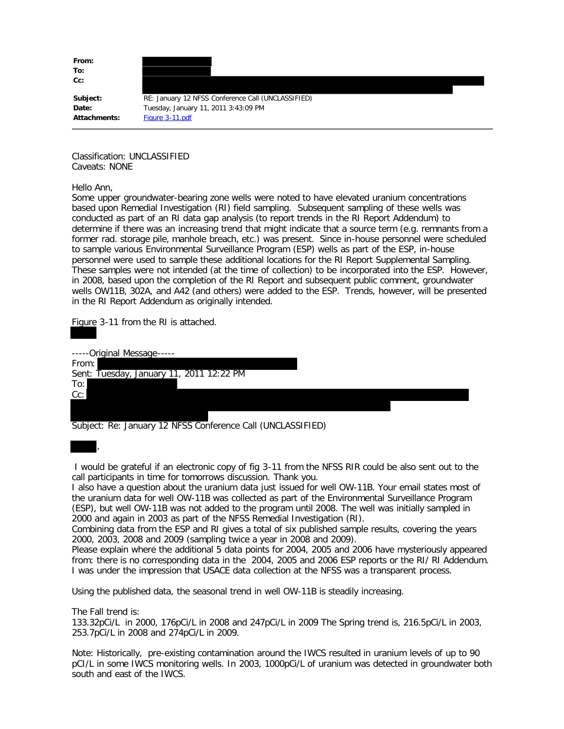| | |
|---|---|
| **From:** | |
| **To:** | |
| **Cc:** | |
| **Subject:** | RE: January 12 NFSS Conference Call (UNCLASSIFIED) |
| **Date:** | Tuesday, January 11, 2011 3:43:09 PM |
| **Attachments:** | Figure 3-11.pdf |

---

Classification: UNCLASSIFIED
Caveats: NONE

Hello Ann,

Some upper groundwater-bearing zone wells were noted to have elevated uranium concentrations based upon Remedial Investigation (RI) field sampling. Subsequent sampling of these wells was conducted as part of an RI data gap analysis (to report trends in the RI Report Addendum) to determine if there was an increasing trend that might indicate that a source term (e.g. remnants from a former rad. storage pile, manhole breach, etc.) was present. Since in-house personnel were scheduled to sample various Environmental Surveillance Program (ESP) wells as part of the ESP, in-house personnel were used to sample these additional locations for the RI Report Supplemental Sampling. These samples were not intended (at the time of collection) to be incorporated into the ESP. However, in 2008, based upon the completion of the RI Report and subsequent public comment, groundwater wells OW11B, 302A, and A42 (and others) were added to the ESP. Trends, however, will be presented in the RI Report Addendum as originally intended.

Figure 3-11 from the RI is attached.

-----Original Message-----
From:
Sent: Tuesday, January 11, 2011 12:22 PM
To:
Cc:
Subject: Re: January 12 NFSS Conference Call (UNCLASSIFIED)

,

I would be grateful if an electronic copy of fig 3-11 from the NFSS RIR could be also sent out to the call participants in time for tomorrows discussion. Thank you.

I also have a question about the uranium data just issued for well OW-11B. Your email states most of the uranium data for well OW-11B was collected as part of the Environmental Surveillance Program (ESP), but well OW-11B was not added to the program until 2008. The well was initially sampled in 2000 and again in 2003 as part of the NFSS Remedial Investigation (RI).

Combining data from the ESP and RI gives a total of six published sample results, covering the years 2000, 2003, 2008 and 2009 (sampling twice a year in 2008 and 2009).

Please explain where the additional 5 data points for 2004, 2005 and 2006 have mysteriously appeared from: there is no corresponding data in the 2004, 2005 and 2006 ESP reports or the RI/ RI Addendum. I was under the impression that USACE data collection at the NFSS was a transparent process.

Using the published data, the seasonal trend in well OW-11B is steadily increasing.

The Fall trend is:
133.32pCi/L in 2000, 176pCi/L in 2008 and 247pCi/L in 2009 The Spring trend is, 216.5pCi/L in 2003, 253.7pCi/L in 2008 and 274pCi/L in 2009.

Note: Historically, pre-existing contamination around the IWCS resulted in uranium levels of up to 90 pCI/L in some IWCS monitoring wells. In 2003, 1000pCi/L of uranium was detected in groundwater both south and east of the IWCS.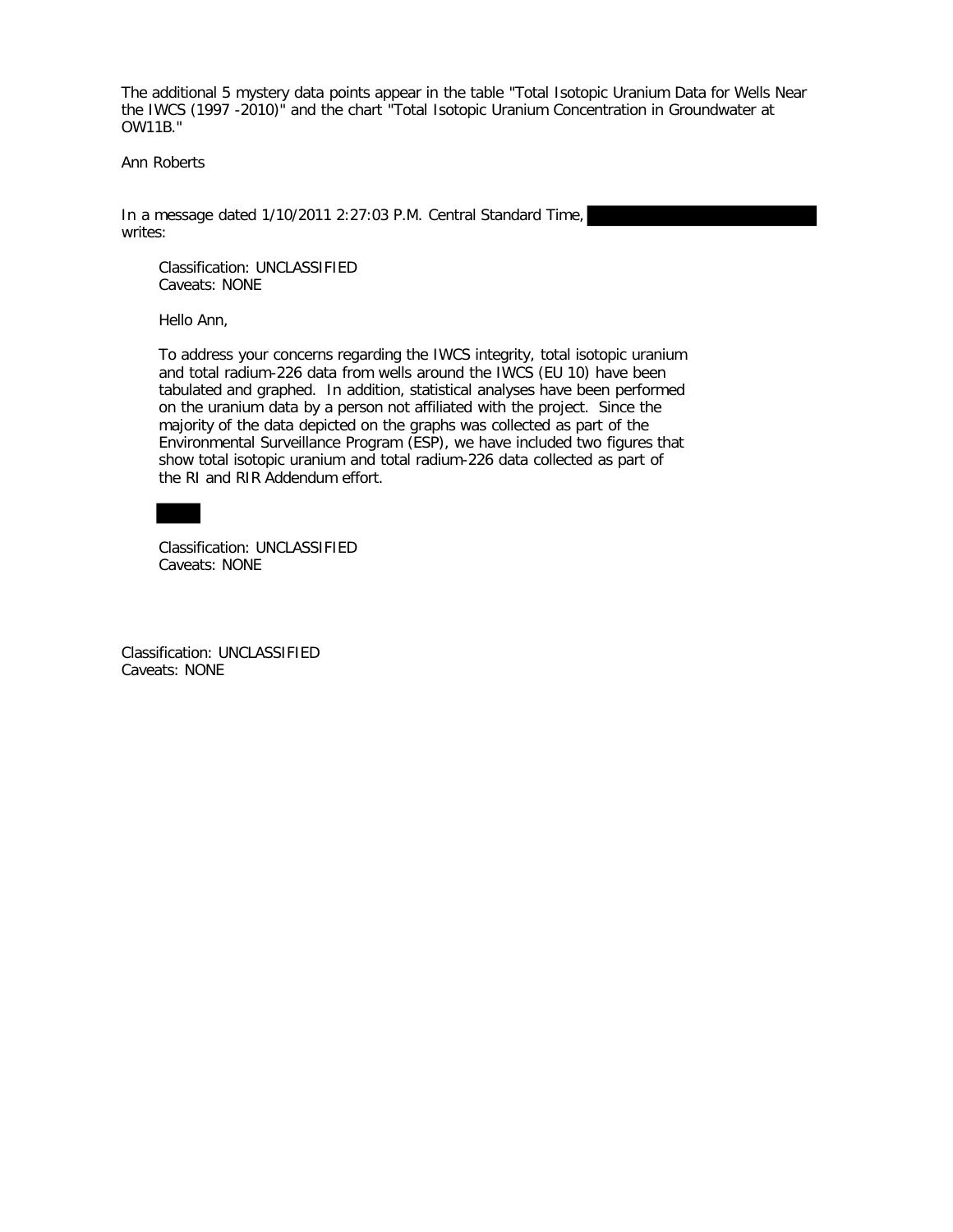The additional 5 mystery data points appear in the table "Total Isotopic Uranium Data for Wells Near the IWCS (1997 -2010)" and the chart "Total Isotopic Uranium Concentration in Groundwater at OW11B."

Ann Roberts

In a message dated 1/10/2011 2:27:03 P.M. Central Standard Time, writes:

> Classification: UNCLASSIFIED
> Caveats: NONE
>
> Hello Ann,
>
> To address your concerns regarding the IWCS integrity, total isotopic uranium and total radium-226 data from wells around the IWCS (EU 10) have been tabulated and graphed. In addition, statistical analyses have been performed on the uranium data by a person not affiliated with the project. Since the majority of the data depicted on the graphs was collected as part of the Environmental Surveillance Program (ESP), we have included two figures that show total isotopic uranium and total radium-226 data collected as part of the RI and RIR Addendum effort.
>
> Classification: UNCLASSIFIED
> Caveats: NONE

Classification: UNCLASSIFIED
Caveats: NONE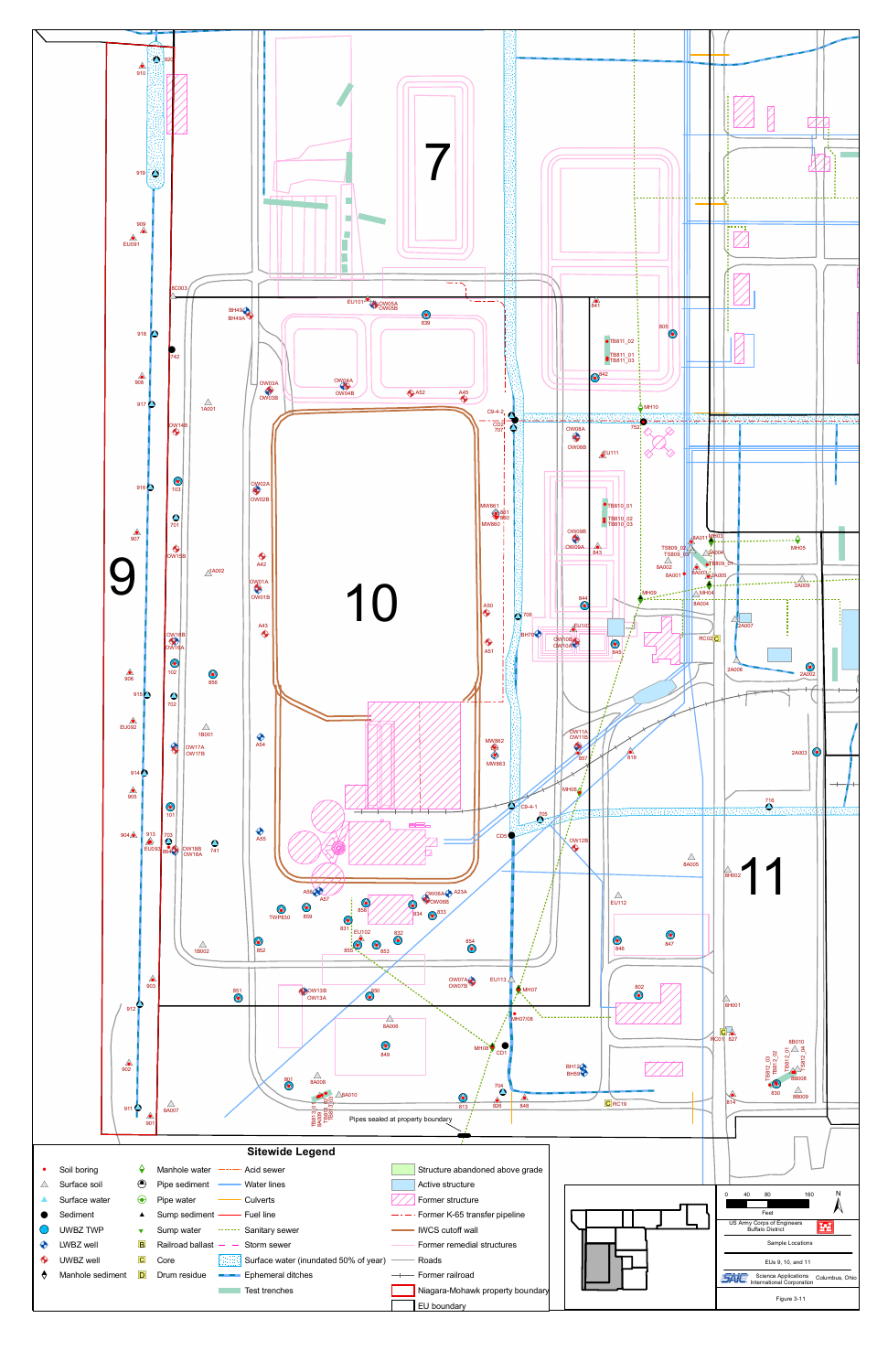## Sitewide Legend

- Soil boring
- Surface soil
- Surface water
- Sediment
- UWBZ TWP
- LWBZ well
- UWBZ well
- Manhole sediment
- Manhole water
- Pipe sediment
- Pipe water
- Sump sediment
- Sump water
- B Railroad ballast
- C Core
- D Drum residue
- Acid sewer
- Water lines
- Culverts
- Fuel line
- Sanitary sewer
- Storm sewer
- Surface water (inundated 50% of year)
- Ephemeral ditches
- Test trenches
- Structure abandoned above grade
- Active structure
- Former structure
- Former K-65 transfer pipeline
- IWCS cutoff wall
- Former remedial structures
- Roads
- Former railroad
- Niagara-Mohawk property boundary
- EU boundary

Pipes sealed at property boundary

0 40 80 160
Feet

N

US Army Corps of Engineers
Buffalo District

Sample Locations

EUs 9, 10, and 11

SAIC Science Applications International Corporation Columbus, Ohio

Figure 3-11